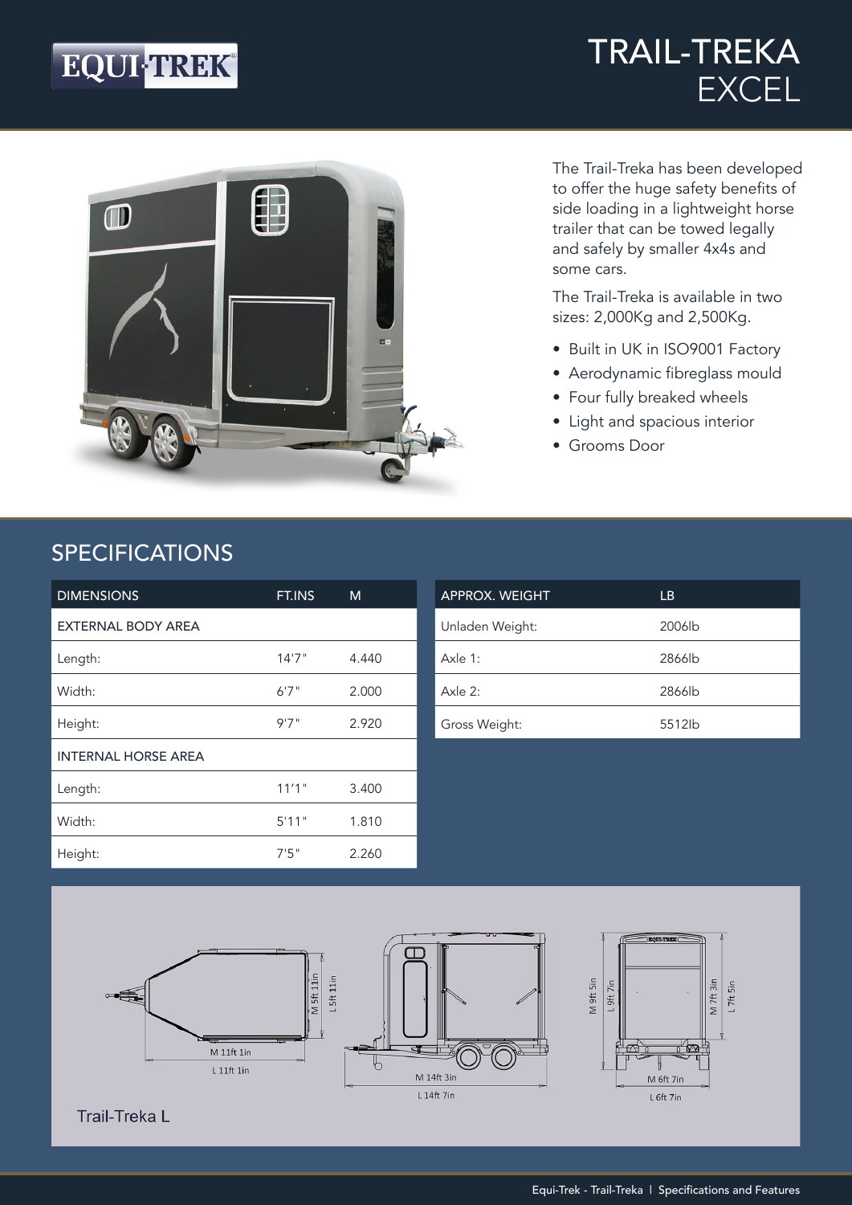EQUI·TREK

# TRAIL-TREKA EXCEL

The Trail-Treka has been developed to offer the huge safety benefits of side loading in a lightweight horse trailer that can be towed legally and safely by smaller 4x4s and some cars.

The Trail-Treka is available in two sizes: 2,000Kg and 2,500Kg.

- Built in UK in ISO9001 Factory
- Aerodynamic fibreglass mould
- Four fully breaked wheels
- Light and spacious interior
- Grooms Door

## SPECIFICATIONS

| DIMENSIONS | FT.INS | M |
|---|---|---|
| EXTERNAL BODY AREA | | |
| Length: | 14'7" | 4.440 |
| Width: | 6'7" | 2.000 |
| Height: | 9'7" | 2.920 |
| INTERNAL HORSE AREA | | |
| Length: | 11'1" | 3.400 |
| Width: | 5'11" | 1.810 |
| Height: | 7'5" | 2.260 |

| APPROX. WEIGHT | LB |
|---|---|
| Unladen Weight: | 2006lb |
| Axle 1: | 2866lb |
| Axle 2: | 2866lb |
| Gross Weight: | 5512lb |

M 11ft 1in
L 11ft 1in
M 5ft 11in
L 5ft 11in
M 14ft 3in
L 14ft 7in
M 9ft 5in
L 9ft 7in
M 7ft 3in
L 7ft 5in
M 6ft 7in
L 6ft 7in

Trail-Treka L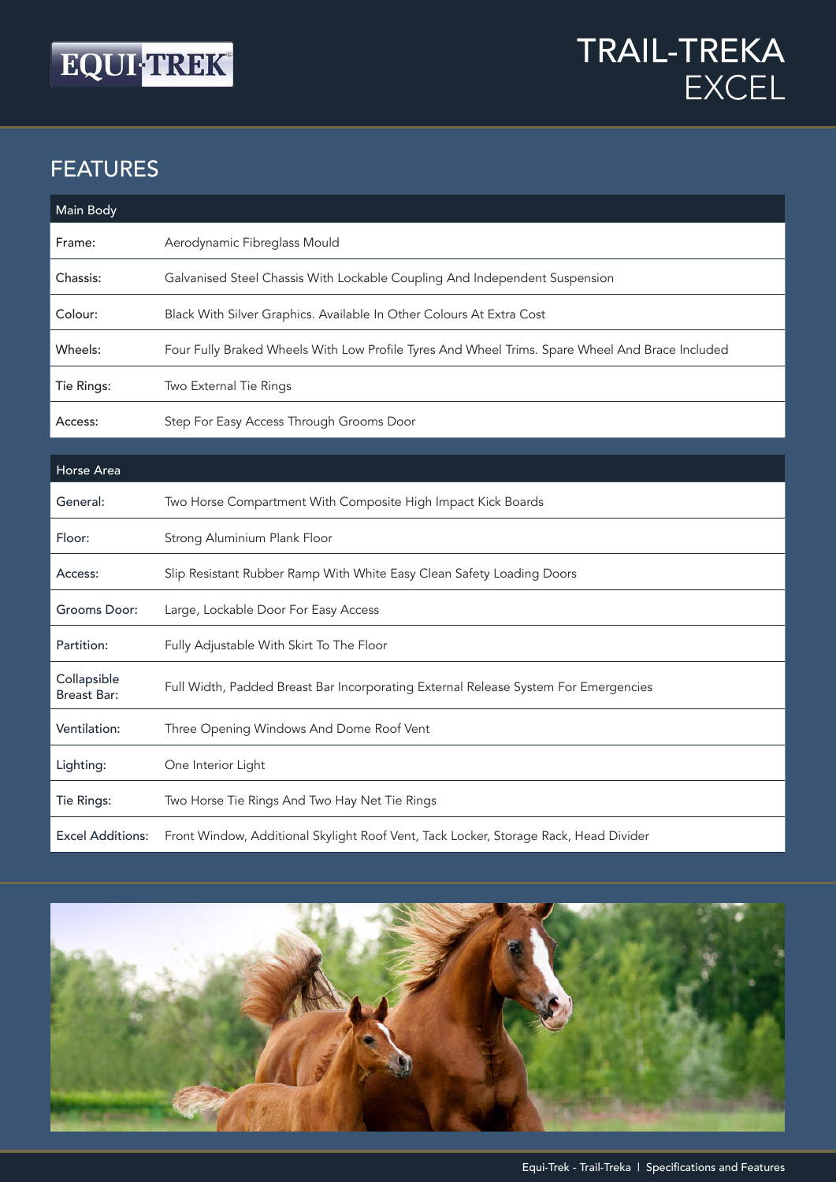# TRAIL-TREKA EXCEL

## FEATURES

| Main Body | |
|---|---|
| Frame: | Aerodynamic Fibreglass Mould |
| Chassis: | Galvanised Steel Chassis With Lockable Coupling And Independent Suspension |
| Colour: | Black With Silver Graphics. Available In Other Colours At Extra Cost |
| Wheels: | Four Fully Braked Wheels With Low Profile Tyres And Wheel Trims. Spare Wheel And Brace Included |
| Tie Rings: | Two External Tie Rings |
| Access: | Step For Easy Access Through Grooms Door |

| Horse Area | |
|---|---|
| General: | Two Horse Compartment With Composite High Impact Kick Boards |
| Floor: | Strong Aluminium Plank Floor |
| Access: | Slip Resistant Rubber Ramp With White Easy Clean Safety Loading Doors |
| Grooms Door: | Large, Lockable Door For Easy Access |
| Partition: | Fully Adjustable With Skirt To The Floor |
| Collapsible Breast Bar: | Full Width, Padded Breast Bar Incorporating External Release System For Emergencies |
| Ventilation: | Three Opening Windows And Dome Roof Vent |
| Lighting: | One Interior Light |
| Tie Rings: | Two Horse Tie Rings And Two Hay Net Tie Rings |
| Excel Additions: | Front Window, Additional Skylight Roof Vent, Tack Locker, Storage Rack, Head Divider |